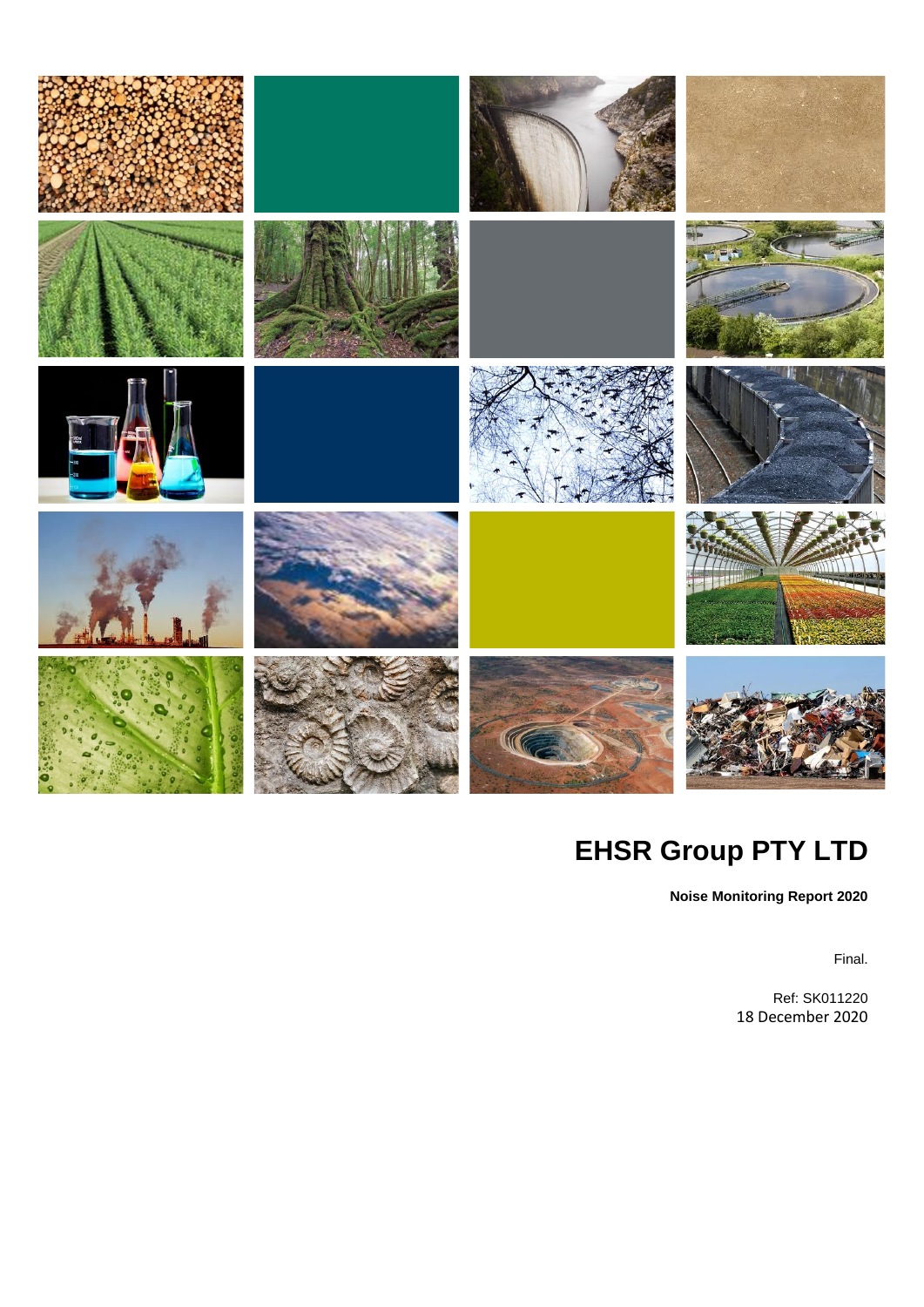# EHSR Group PTY LTD

**Noise Monitoring Report 2020**

Final.

Ref: SK011220
18 December 2020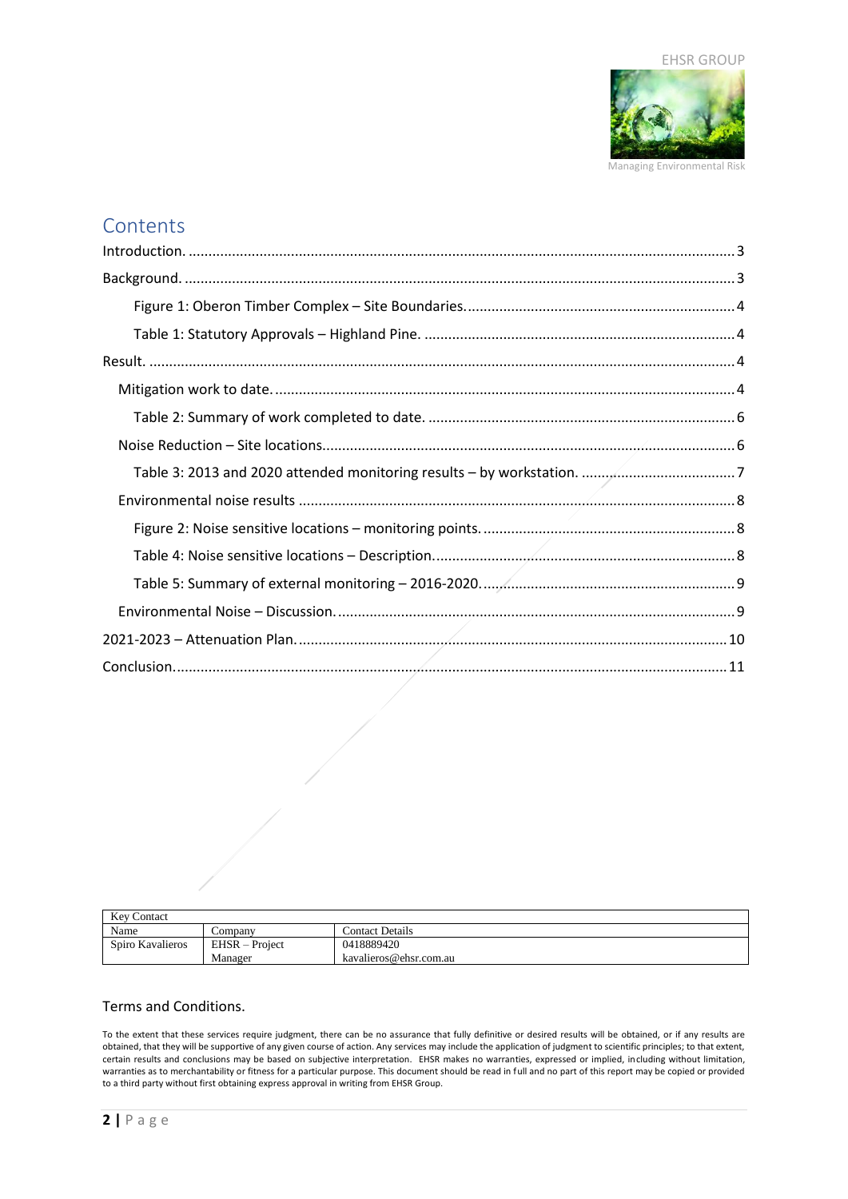## Contents

Introduction. ............................................................ 3
Background. ............................................................ 3
  Figure 1: Oberon Timber Complex – Site Boundaries. ............................................................ 4
  Table 1: Statutory Approvals – Highland Pine. ............................................................ 4
Result. ............................................................ 4
 Mitigation work to date. ............................................................ 4
  Table 2: Summary of work completed to date. ............................................................ 6
 Noise Reduction – Site locations. ............................................................ 6
  Table 3: 2013 and 2020 attended monitoring results – by workstation. ............................................................ 7
 Environmental noise results ............................................................ 8
  Figure 2: Noise sensitive locations – monitoring points. ............................................................ 8
  Table 4: Noise sensitive locations – Description. ............................................................ 8
  Table 5: Summary of external monitoring – 2016-2020. ............................................................ 9
 Environmental Noise – Discussion. ............................................................ 9
2021-2023 – Attenuation Plan. ............................................................ 10
Conclusion. ............................................................ 11

| Key Contact | | |
|---|---|---|
| Name | Company | Contact Details |
| Spiro Kavalieros | EHSR – Project Manager | 0418889420<br>kavalieros@ehsr.com.au |

### Terms and Conditions.

To the extent that these services require judgment, there can be no assurance that fully definitive or desired results will be obtained, or if any results are obtained, that they will be supportive of any given course of action. Any services may include the application of judgment to scientific principles; to that extent, certain results and conclusions may be based on subjective interpretation. EHSR makes no warranties, expressed or implied, including without limitation, warranties as to merchantability or fitness for a particular purpose. This document should be read in full and no part of this report may be copied or provided to a third party without first obtaining express approval in writing from EHSR Group.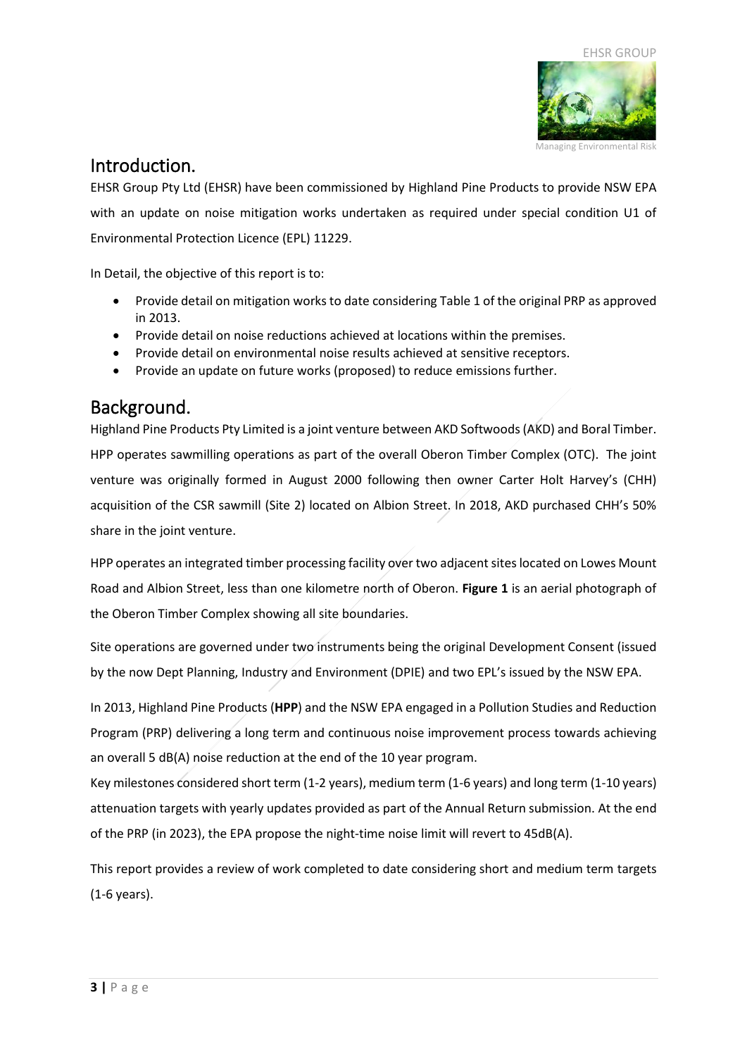## Introduction.

EHSR Group Pty Ltd (EHSR) have been commissioned by Highland Pine Products to provide NSW EPA with an update on noise mitigation works undertaken as required under special condition U1 of Environmental Protection Licence (EPL) 11229.

In Detail, the objective of this report is to:

- Provide detail on mitigation works to date considering Table 1 of the original PRP as approved in 2013.
- Provide detail on noise reductions achieved at locations within the premises.
- Provide detail on environmental noise results achieved at sensitive receptors.
- Provide an update on future works (proposed) to reduce emissions further.

## Background.

Highland Pine Products Pty Limited is a joint venture between AKD Softwoods (AKD) and Boral Timber. HPP operates sawmilling operations as part of the overall Oberon Timber Complex (OTC). The joint venture was originally formed in August 2000 following then owner Carter Holt Harvey's (CHH) acquisition of the CSR sawmill (Site 2) located on Albion Street. In 2018, AKD purchased CHH's 50% share in the joint venture.

HPP operates an integrated timber processing facility over two adjacent sites located on Lowes Mount Road and Albion Street, less than one kilometre north of Oberon. **Figure 1** is an aerial photograph of the Oberon Timber Complex showing all site boundaries.

Site operations are governed under two instruments being the original Development Consent (issued by the now Dept Planning, Industry and Environment (DPIE) and two EPL's issued by the NSW EPA.

In 2013, Highland Pine Products (**HPP**) and the NSW EPA engaged in a Pollution Studies and Reduction Program (PRP) delivering a long term and continuous noise improvement process towards achieving an overall 5 dB(A) noise reduction at the end of the 10 year program.

Key milestones considered short term (1-2 years), medium term (1-6 years) and long term (1-10 years) attenuation targets with yearly updates provided as part of the Annual Return submission. At the end of the PRP (in 2023), the EPA propose the night-time noise limit will revert to 45dB(A).

This report provides a review of work completed to date considering short and medium term targets (1-6 years).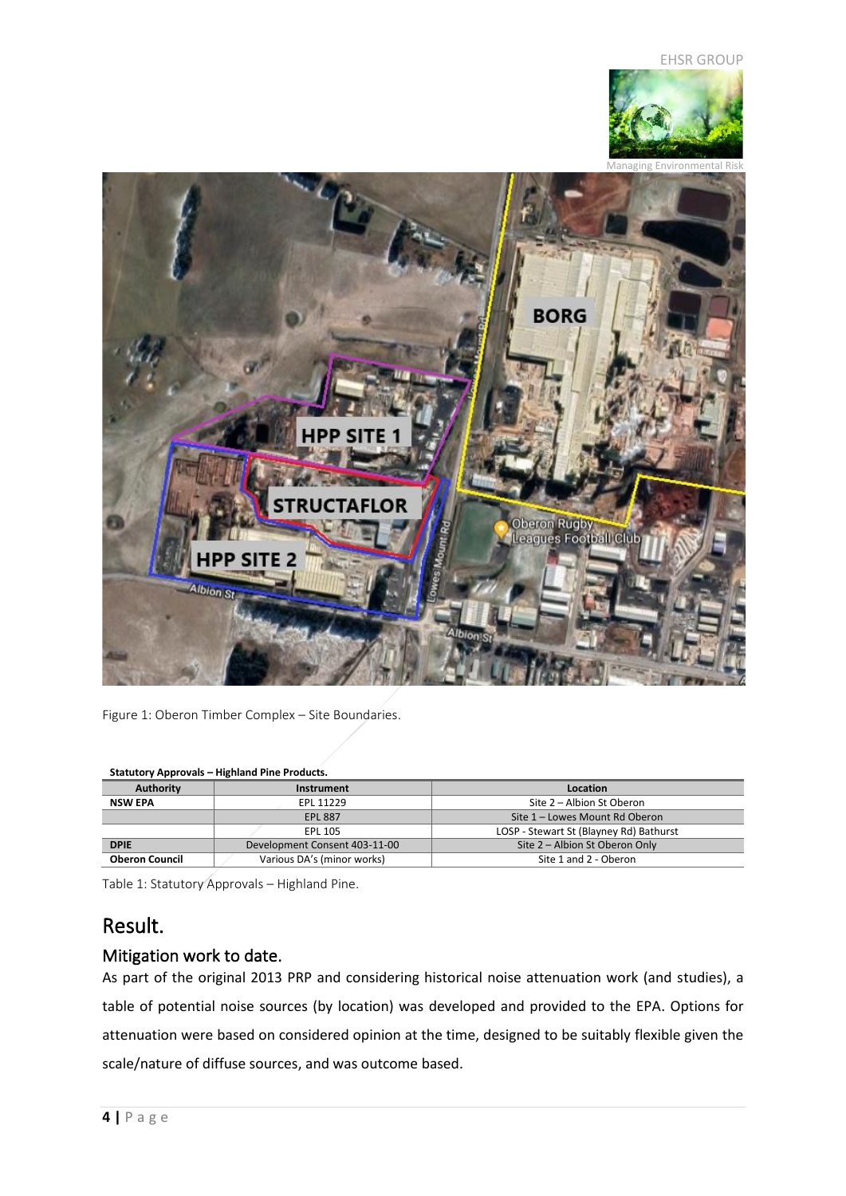Figure 1: Oberon Timber Complex – Site Boundaries.

**Statutory Approvals – Highland Pine Products.**

| Authority | Instrument | Location |
| --- | --- | --- |
| **NSW EPA** | EPL 11229 | Site 2 – Albion St Oberon |
| | EPL 887 | Site 1 – Lowes Mount Rd Oberon |
| | EPL 105 | LOSP - Stewart St (Blayney Rd) Bathurst |
| **DPIE** | Development Consent 403-11-00 | Site 2 – Albion St Oberon Only |
| **Oberon Council** | Various DA's (minor works) | Site 1 and 2 - Oberon |

Table 1: Statutory Approvals – Highland Pine.

# Result.

## Mitigation work to date.

As part of the original 2013 PRP and considering historical noise attenuation work (and studies), a table of potential noise sources (by location) was developed and provided to the EPA. Options for attenuation were based on considered opinion at the time, designed to be suitably flexible given the scale/nature of diffuse sources, and was outcome based.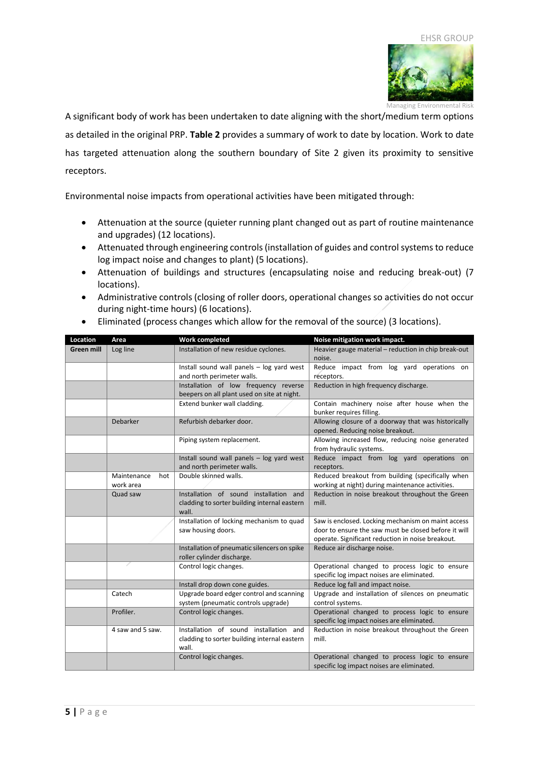A significant body of work has been undertaken to date aligning with the short/medium term options as detailed in the original PRP. **Table 2** provides a summary of work to date by location. Work to date has targeted attenuation along the southern boundary of Site 2 given its proximity to sensitive receptors.

Environmental noise impacts from operational activities have been mitigated through:

- Attenuation at the source (quieter running plant changed out as part of routine maintenance and upgrades) (12 locations).
- Attenuated through engineering controls (installation of guides and control systems to reduce log impact noise and changes to plant) (5 locations).
- Attenuation of buildings and structures (encapsulating noise and reducing break-out) (7 locations).
- Administrative controls (closing of roller doors, operational changes so activities do not occur during night-time hours) (6 locations).
- Eliminated (process changes which allow for the removal of the source) (3 locations).

| Location | Area | Work completed | Noise mitigation work impact. |
|---|---|---|---|
| **Green mill** | Log line | Installation of new residue cyclones. | Heavier gauge material – reduction in chip break-out noise. |
| | | Install sound wall panels – log yard west and north perimeter walls. | Reduce impact from log yard operations on receptors. |
| | | Installation of low frequency reverse beepers on all plant used on site at night. | Reduction in high frequency discharge. |
| | | Extend bunker wall cladding. | Contain machinery noise after house when the bunker requires filling. |
| | Debarker | Refurbish debarker door. | Allowing closure of a doorway that was historically opened. Reducing noise breakout. |
| | | Piping system replacement. | Allowing increased flow, reducing noise generated from hydraulic systems. |
| | | Install sound wall panels – log yard west and north perimeter walls. | Reduce impact from log yard operations on receptors. |
| | Maintenance hot work area | Double skinned walls. | Reduced breakout from building (specifically when working at night) during maintenance activities. |
| | Quad saw | Installation of sound installation and cladding to sorter building internal eastern wall. | Reduction in noise breakout throughout the Green mill. |
| | | Installation of locking mechanism to quad saw housing doors. | Saw is enclosed. Locking mechanism on maint access door to ensure the saw must be closed before it will operate. Significant reduction in noise breakout. |
| | | Installation of pneumatic silencers on spike roller cylinder discharge. | Reduce air discharge noise. |
| | | Control logic changes. | Operational changed to process logic to ensure specific log impact noises are eliminated. |
| | | Install drop down cone guides. | Reduce log fall and impact noise. |
| | Catech | Upgrade board edger control and scanning system (pneumatic controls upgrade) | Upgrade and installation of silences on pneumatic control systems. |
| | Profiler. | Control logic changes. | Operational changed to process logic to ensure specific log impact noises are eliminated. |
| | 4 saw and 5 saw. | Installation of sound installation and cladding to sorter building internal eastern wall. | Reduction in noise breakout throughout the Green mill. |
| | | Control logic changes. | Operational changed to process logic to ensure specific log impact noises are eliminated. |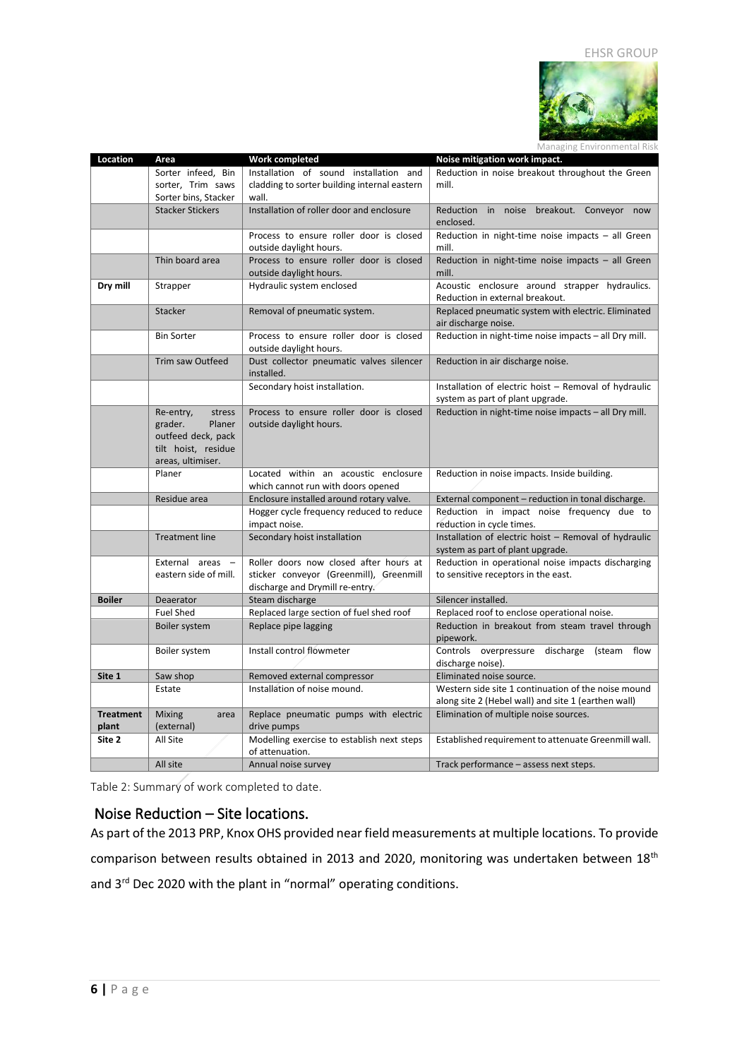| Location | Area | Work completed | Noise mitigation work impact. |
|---|---|---|---|
| | Sorter infeed, Bin sorter, Trim saws Sorter bins, Stacker | Installation of sound installation and cladding to sorter building internal eastern wall. | Reduction in noise breakout throughout the Green mill. |
| | Stacker Stickers | Installation of roller door and enclosure | Reduction in noise breakout. Conveyor now enclosed. |
| | | Process to ensure roller door is closed outside daylight hours. | Reduction in night-time noise impacts – all Green mill. |
| | Thin board area | Process to ensure roller door is closed outside daylight hours. | Reduction in night-time noise impacts – all Green mill. |
| **Dry mill** | Strapper | Hydraulic system enclosed | Acoustic enclosure around strapper hydraulics. Reduction in external breakout. |
| | Stacker | Removal of pneumatic system. | Replaced pneumatic system with electric. Eliminated air discharge noise. |
| | Bin Sorter | Process to ensure roller door is closed outside daylight hours. | Reduction in night-time noise impacts – all Dry mill. |
| | Trim saw Outfeed | Dust collector pneumatic valves silencer installed. | Reduction in air discharge noise. |
| | | Secondary hoist installation. | Installation of electric hoist – Removal of hydraulic system as part of plant upgrade. |
| | Re-entry, stress grader. Planer outfeed deck, pack tilt hoist, residue areas, ultimiser. | Process to ensure roller door is closed outside daylight hours. | Reduction in night-time noise impacts – all Dry mill. |
| | Planer | Located within an acoustic enclosure which cannot run with doors opened | Reduction in noise impacts. Inside building. |
| | Residue area | Enclosure installed around rotary valve. | External component – reduction in tonal discharge. |
| | | Hogger cycle frequency reduced to reduce impact noise. | Reduction in impact noise frequency due to reduction in cycle times. |
| | Treatment line | Secondary hoist installation | Installation of electric hoist – Removal of hydraulic system as part of plant upgrade. |
| | External areas – eastern side of mill. | Roller doors now closed after hours at sticker conveyor (Greenmill), Greenmill discharge and Drymill re-entry. | Reduction in operational noise impacts discharging to sensitive receptors in the east. |
| **Boiler** | Deaerator | Steam discharge | Silencer installed. |
| | Fuel Shed | Replaced large section of fuel shed roof | Replaced roof to enclose operational noise. |
| | Boiler system | Replace pipe lagging | Reduction in breakout from steam travel through pipework. |
| | Boiler system | Install control flowmeter | Controls overpressure discharge (steam flow discharge noise). |
| **Site 1** | Saw shop | Removed external compressor | Eliminated noise source. |
| | Estate | Installation of noise mound. | Western side site 1 continuation of the noise mound along site 2 (Hebel wall) and site 1 (earthen wall) |
| **Treatment plant** | Mixing area (external) | Replace pneumatic pumps with electric drive pumps | Elimination of multiple noise sources. |
| **Site 2** | All Site | Modelling exercise to establish next steps of attenuation. | Established requirement to attenuate Greenmill wall. |
| | All site | Annual noise survey | Track performance – assess next steps. |

Table 2: Summary of work completed to date.

## Noise Reduction – Site locations.

As part of the 2013 PRP, Knox OHS provided near field measurements at multiple locations. To provide comparison between results obtained in 2013 and 2020, monitoring was undertaken between 18th and 3rd Dec 2020 with the plant in "normal" operating conditions.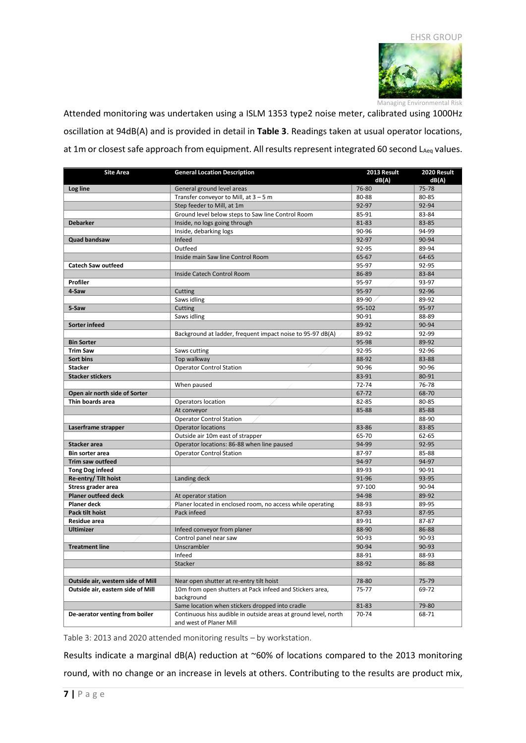Attended monitoring was undertaken using a ISLM 1353 type2 noise meter, calibrated using 1000Hz oscillation at 94dB(A) and is provided in detail in **Table 3**. Readings taken at usual operator locations, at 1m or closest safe approach from equipment. All results represent integrated 60 second $L_{Aeq}$ values.

| Site Area | General Location Description | 2013 Result dB(A) | 2020 Result dB(A) |
|---|---|---|---|
| **Log line** | General ground level areas | 76-80 | 75-78 |
| | Transfer conveyor to Mill, at 3 – 5 m | 80-88 | 80-85 |
| | Step feeder to Mill, at 1m | 92-97 | 92-94 |
| | Ground level below steps to Saw line Control Room | 85-91 | 83-84 |
| **Debarker** | Inside, no logs going through | 81-83 | 83-85 |
| | Inside, debarking logs | 90-96 | 94-99 |
| **Quad bandsaw** | Infeed | 92-97 | 90-94 |
| | Outfeed | 92-95 | 89-94 |
| | Inside main Saw line Control Room | 65-67 | 64-65 |
| **Catech Saw outfeed** | | 95-97 | 92-95 |
| | Inside Catech Control Room | 86-89 | 83-84 |
| **Profiler** | | 95-97 | 93-97 |
| **4-Saw** | Cutting | 95-97 | 92-96 |
| | Saws idling | 89-90 | 89-92 |
| **5-Saw** | Cutting | 95-102 | 95-97 |
| | Saws idling | 90-91 | 88-89 |
| **Sorter infeed** | | 89-92 | 90-94 |
| | Background at ladder, frequent impact noise to 95-97 dB(A) | 89-92 | 92-99 |
| **Bin Sorter** | | 95-98 | 89-92 |
| **Trim Saw** | Saws cutting | 92-95 | 92-96 |
| **Sort bins** | Top walkway | 88-92 | 83-88 |
| **Stacker** | Operator Control Station | 90-96 | 90-96 |
| **Stacker stickers** | | 83-91 | 80-91 |
| | When paused | 72-74 | 76-78 |
| **Open air north side of Sorter** | | 67-72 | 68-70 |
| **Thin boards area** | Operators location | 82-85 | 80-85 |
| | At conveyor | 85-88 | 85-88 |
| | Operator Control Station | | 88-90 |
| **Laserframe strapper** | Operator locations | 83-86 | 83-85 |
| | Outside air 10m east of strapper | 65-70 | 62-65 |
| **Stacker area** | Operator locations: 86-88 when line paused | 94-99 | 92-95 |
| **Bin sorter area** | Operator Control Station | 87-97 | 85-88 |
| **Trim saw outfeed** | | 94-97 | 94-97 |
| **Tong Dog infeed** | | 89-93 | 90-91 |
| **Re-entry/ Tilt hoist** | Landing deck | 91-96 | 93-95 |
| **Stress grader area** | | 97-100 | 90-94 |
| **Planer outfeed deck** | At operator station | 94-98 | 89-92 |
| **Planer deck** | Planer located in enclosed room, no access while operating | 88-93 | 89-95 |
| **Pack tilt hoist** | Pack infeed | 87-93 | 87-95 |
| **Residue area** | | 89-91 | 87-87 |
| **Ultimizer** | Infeed conveyor from planer | 88-90 | 86-88 |
| | Control panel near saw | 90-93 | 90-93 |
| **Treatment line** | Unscrambler | 90-94 | 90-93 |
| | Infeed | 88-91 | 88-93 |
| | Stacker | 88-92 | 86-88 |
| | | | |
| **Outside air, western side of Mill** | Near open shutter at re-entry tilt hoist | 78-80 | 75-79 |
| **Outside air, eastern side of Mill** | 10m from open shutters at Pack infeed and Stickers area, background | 75-77 | 69-72 |
| | Same location when stickers dropped into cradle | 81-83 | 79-80 |
| **De-aerator venting from boiler** | Continuous hiss audible in outside areas at ground level, north and west of Planer Mill | 70-74 | 68-71 |

Table 3: 2013 and 2020 attended monitoring results – by workstation.

Results indicate a marginal dB(A) reduction at ~60% of locations compared to the 2013 monitoring round, with no change or an increase in levels at others. Contributing to the results are product mix,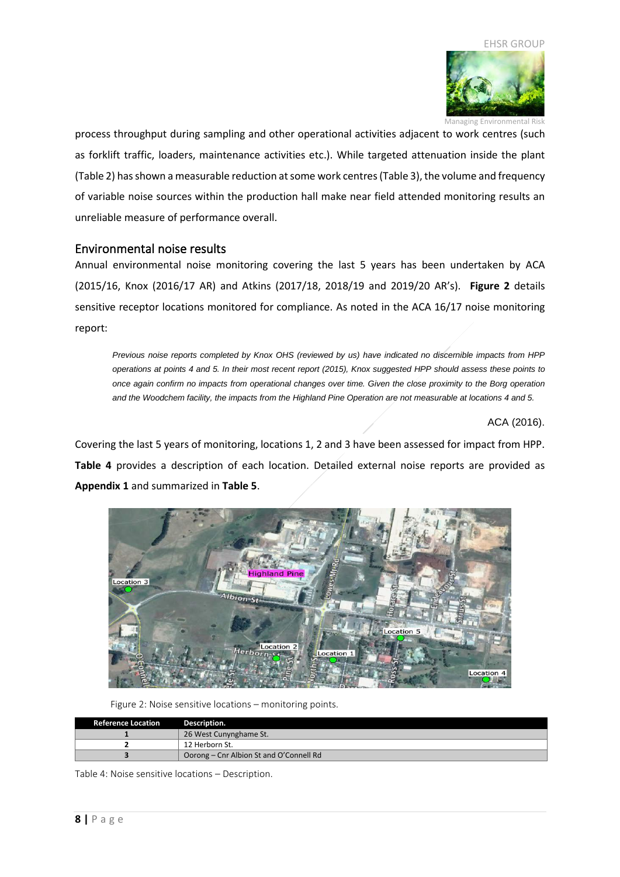process throughput during sampling and other operational activities adjacent to work centres (such as forklift traffic, loaders, maintenance activities etc.). While targeted attenuation inside the plant (Table 2) has shown a measurable reduction at some work centres (Table 3), the volume and frequency of variable noise sources within the production hall make near field attended monitoring results an unreliable measure of performance overall.

## Environmental noise results

Annual environmental noise monitoring covering the last 5 years has been undertaken by ACA (2015/16, Knox (2016/17 AR) and Atkins (2017/18, 2018/19 and 2019/20 AR's). **Figure 2** details sensitive receptor locations monitored for compliance. As noted in the ACA 16/17 noise monitoring report:

> *Previous noise reports completed by Knox OHS (reviewed by us) have indicated no discernible impacts from HPP operations at points 4 and 5. In their most recent report (2015), Knox suggested HPP should assess these points to once again confirm no impacts from operational changes over time. Given the close proximity to the Borg operation and the Woodchem facility, the impacts from the Highland Pine Operation are not measurable at locations 4 and 5.*
>
> ACA (2016).

Covering the last 5 years of monitoring, locations 1, 2 and 3 have been assessed for impact from HPP. **Table 4** provides a description of each location. Detailed external noise reports are provided as **Appendix 1** and summarized in **Table 5**.

Figure 2: Noise sensitive locations – monitoring points.

| Reference Location | Description. |
|---|---|
| 1 | 26 West Cunynghame St. |
| 2 | 12 Herborn St. |
| 3 | Oorong – Cnr Albion St and O'Connell Rd |

Table 4: Noise sensitive locations – Description.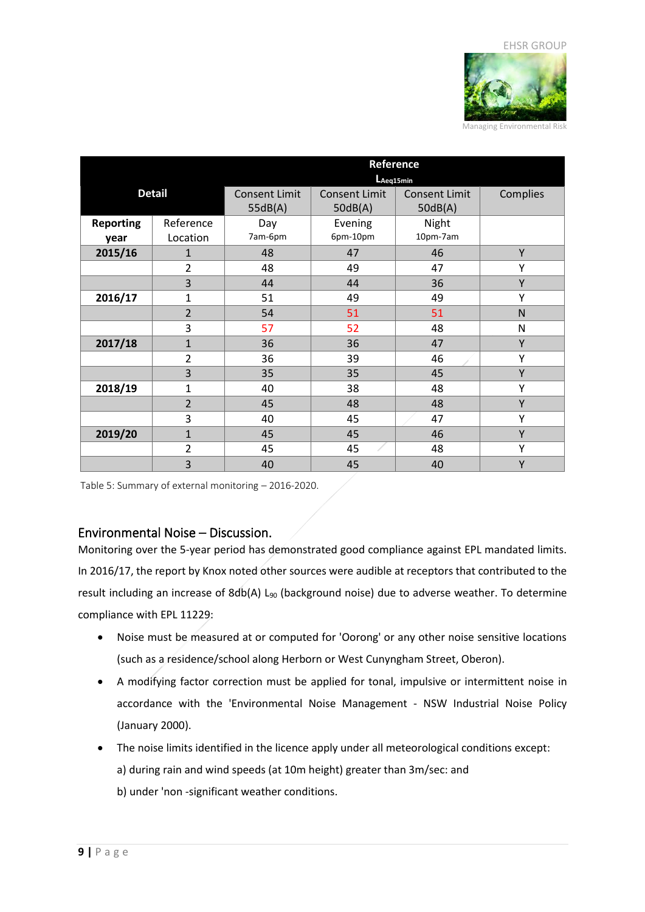| Detail | | Reference $L_{Aeq15min}$ | | | |
|---|---|---|---|---|---|
| | | Consent Limit 55dB(A) | Consent Limit 50dB(A) | Consent Limit 50dB(A) | Complies |
| **Reporting year** | Reference Location | Day 7am-6pm | Evening 6pm-10pm | Night 10pm-7am | |
| **2015/16** | 1 | 48 | 47 | 46 | Y |
| | 2 | 48 | 49 | 47 | Y |
| | 3 | 44 | 44 | 36 | Y |
| **2016/17** | 1 | 51 | 49 | 49 | Y |
| | 2 | 54 | 51 | 51 | N |
| | 3 | 57 | 52 | 48 | N |
| **2017/18** | 1 | 36 | 36 | 47 | Y |
| | 2 | 36 | 39 | 46 | Y |
| | 3 | 35 | 35 | 45 | Y |
| **2018/19** | 1 | 40 | 38 | 48 | Y |
| | 2 | 45 | 48 | 48 | Y |
| | 3 | 40 | 45 | 47 | Y |
| **2019/20** | 1 | 45 | 45 | 46 | Y |
| | 2 | 45 | 45 | 48 | Y |
| | 3 | 40 | 45 | 40 | Y |

Table 5: Summary of external monitoring – 2016-2020.

## Environmental Noise – Discussion.

Monitoring over the 5-year period has demonstrated good compliance against EPL mandated limits. In 2016/17, the report by Knox noted other sources were audible at receptors that contributed to the result including an increase of 8db(A) $L_{90}$ (background noise) due to adverse weather. To determine compliance with EPL 11229:

- Noise must be measured at or computed for 'Oorong' or any other noise sensitive locations (such as a residence/school along Herborn or West Cunyngham Street, Oberon).
- A modifying factor correction must be applied for tonal, impulsive or intermittent noise in accordance with the 'Environmental Noise Management - NSW Industrial Noise Policy (January 2000).
- The noise limits identified in the licence apply under all meteorological conditions except:

  a) during rain and wind speeds (at 10m height) greater than 3m/sec: and

  b) under 'non -significant weather conditions.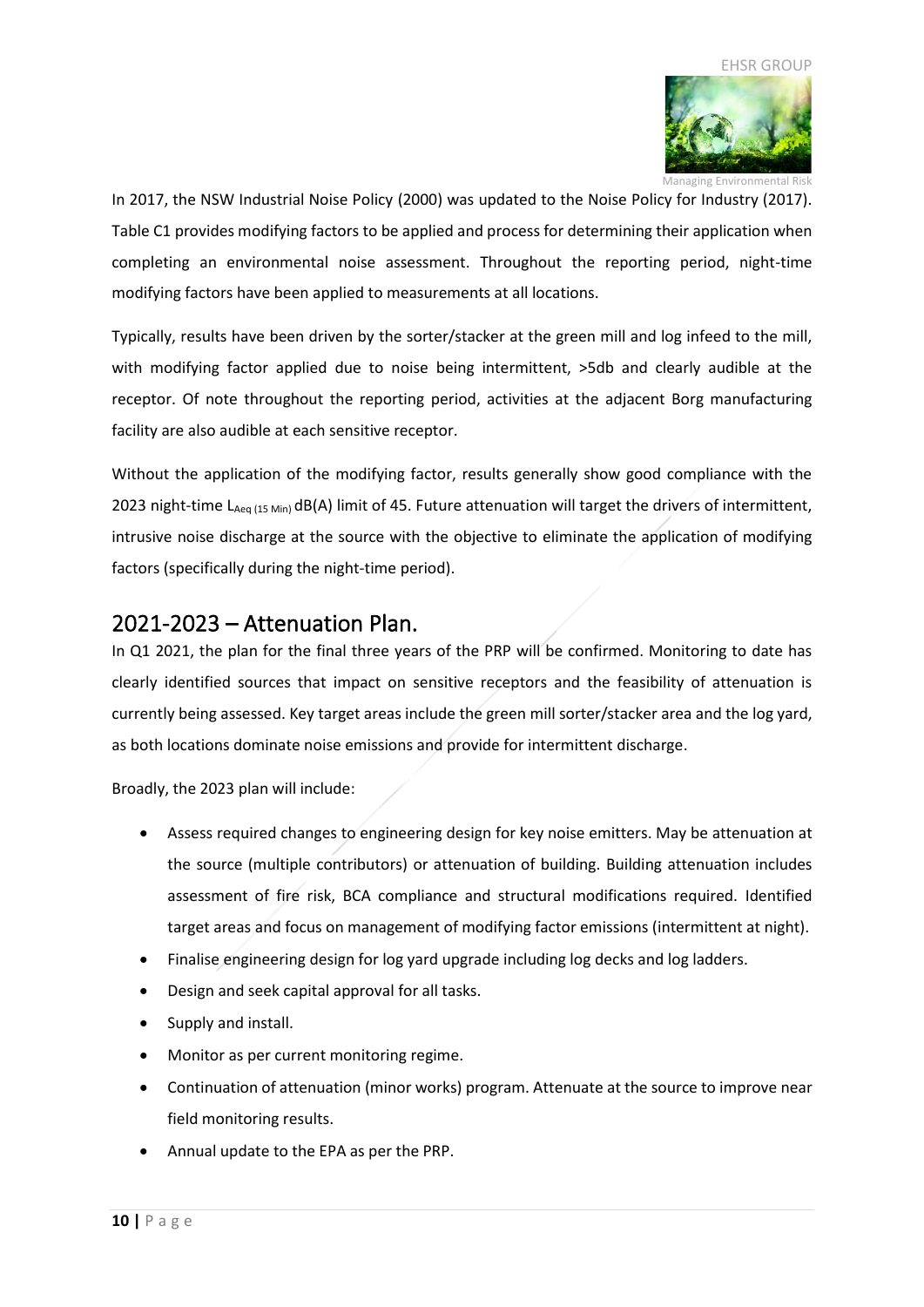In 2017, the NSW Industrial Noise Policy (2000) was updated to the Noise Policy for Industry (2017). Table C1 provides modifying factors to be applied and process for determining their application when completing an environmental noise assessment. Throughout the reporting period, night-time modifying factors have been applied to measurements at all locations.

Typically, results have been driven by the sorter/stacker at the green mill and log infeed to the mill, with modifying factor applied due to noise being intermittent, >5db and clearly audible at the receptor. Of note throughout the reporting period, activities at the adjacent Borg manufacturing facility are also audible at each sensitive receptor.

Without the application of the modifying factor, results generally show good compliance with the 2023 night-time $L_{Aeq\ (15\ Min)}$ dB(A) limit of 45. Future attenuation will target the drivers of intermittent, intrusive noise discharge at the source with the objective to eliminate the application of modifying factors (specifically during the night-time period).

## 2021-2023 – Attenuation Plan.

In Q1 2021, the plan for the final three years of the PRP will be confirmed. Monitoring to date has clearly identified sources that impact on sensitive receptors and the feasibility of attenuation is currently being assessed. Key target areas include the green mill sorter/stacker area and the log yard, as both locations dominate noise emissions and provide for intermittent discharge.

Broadly, the 2023 plan will include:

- Assess required changes to engineering design for key noise emitters. May be attenuation at the source (multiple contributors) or attenuation of building. Building attenuation includes assessment of fire risk, BCA compliance and structural modifications required. Identified target areas and focus on management of modifying factor emissions (intermittent at night).
- Finalise engineering design for log yard upgrade including log decks and log ladders.
- Design and seek capital approval for all tasks.
- Supply and install.
- Monitor as per current monitoring regime.
- Continuation of attenuation (minor works) program. Attenuate at the source to improve near field monitoring results.
- Annual update to the EPA as per the PRP.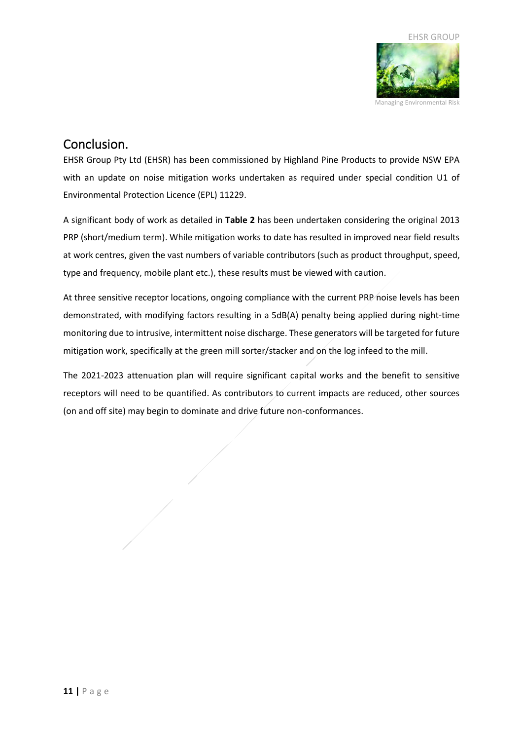## Conclusion.

EHSR Group Pty Ltd (EHSR) has been commissioned by Highland Pine Products to provide NSW EPA with an update on noise mitigation works undertaken as required under special condition U1 of Environmental Protection Licence (EPL) 11229.

A significant body of work as detailed in **Table 2** has been undertaken considering the original 2013 PRP (short/medium term). While mitigation works to date has resulted in improved near field results at work centres, given the vast numbers of variable contributors (such as product throughput, speed, type and frequency, mobile plant etc.), these results must be viewed with caution.

At three sensitive receptor locations, ongoing compliance with the current PRP noise levels has been demonstrated, with modifying factors resulting in a 5dB(A) penalty being applied during night-time monitoring due to intrusive, intermittent noise discharge. These generators will be targeted for future mitigation work, specifically at the green mill sorter/stacker and on the log infeed to the mill.

The 2021-2023 attenuation plan will require significant capital works and the benefit to sensitive receptors will need to be quantified. As contributors to current impacts are reduced, other sources (on and off site) may begin to dominate and drive future non-conformances.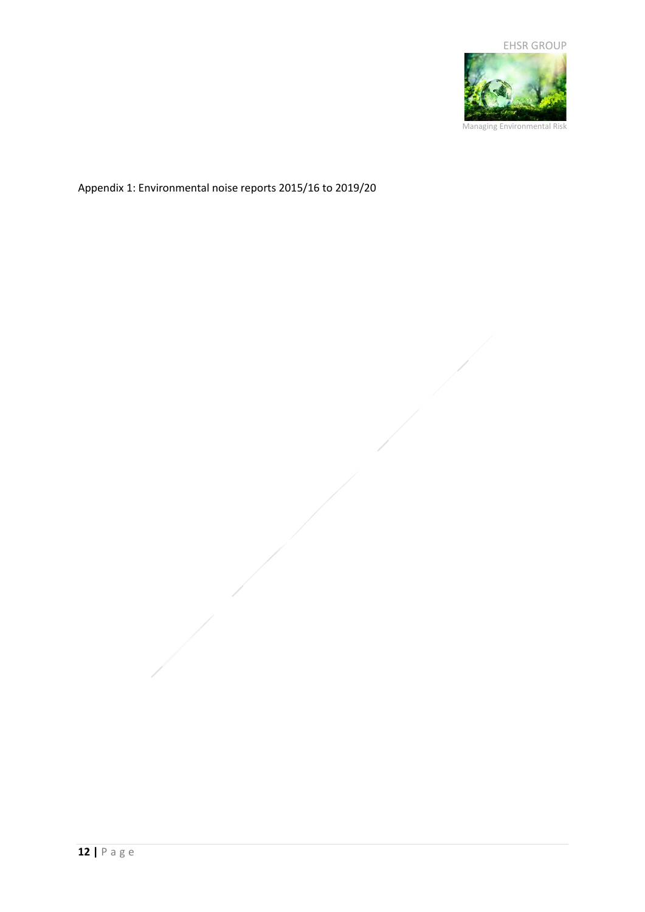Appendix 1: Environmental noise reports 2015/16 to 2019/20